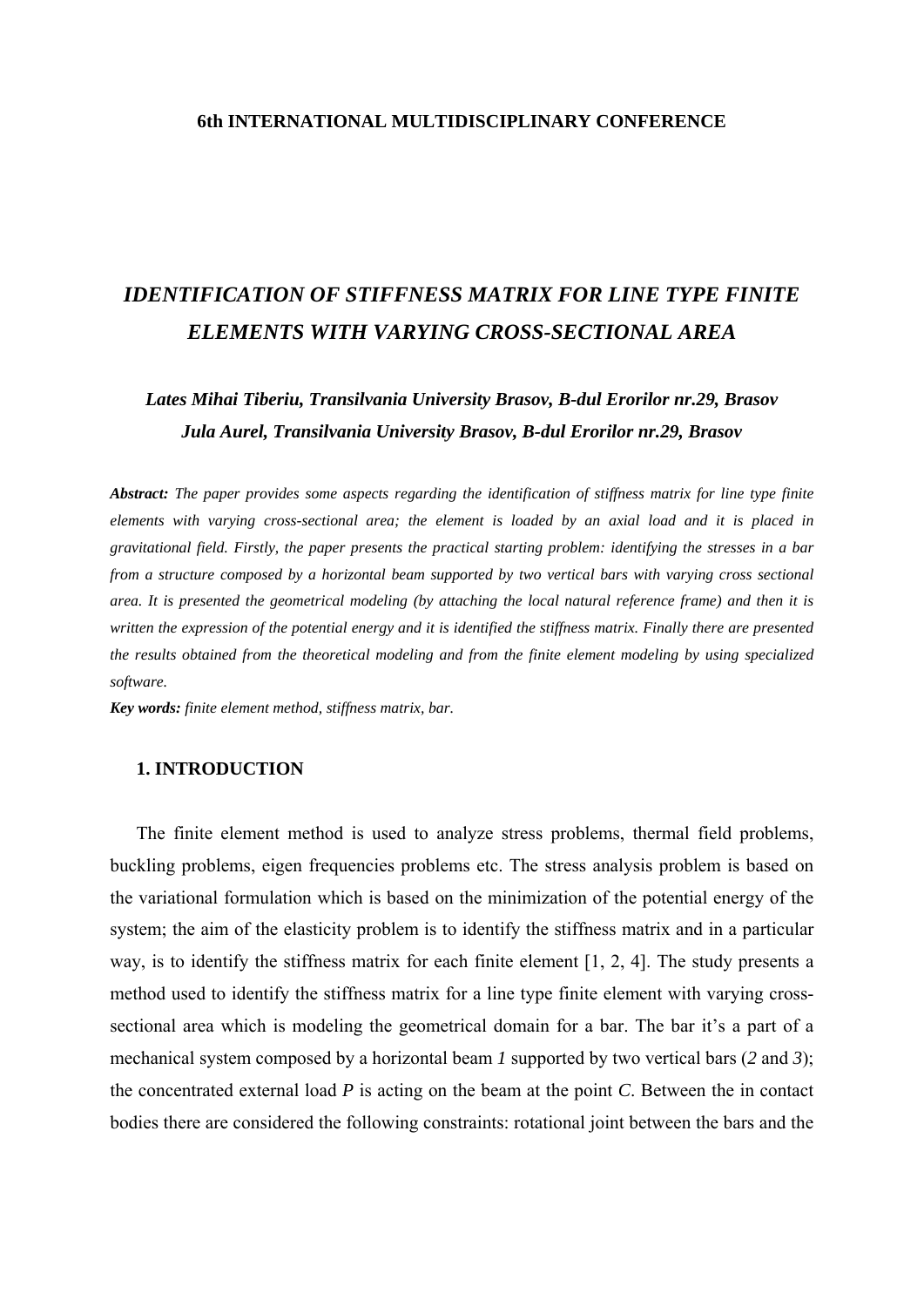**6th INTERNATIONAL MULTIDISCIPLINARY CONFERENCE**

# *IDENTIFICATION OF STIFFNESS MATRIX FOR LINE TYPE FINITE ELEMENTS WITH VARYING CROSS-SECTIONAL AREA*

***Lates Mihai Tiberiu, Transilvania University Brasov, B-dul Erorilor nr.29, Brasov***
***Jula Aurel, Transilvania University Brasov, B-dul Erorilor nr.29, Brasov***

***Abstract:*** *The paper provides some aspects regarding the identification of stiffness matrix for line type finite elements with varying cross-sectional area; the element is loaded by an axial load and it is placed in gravitational field. Firstly, the paper presents the practical starting problem: identifying the stresses in a bar from a structure composed by a horizontal beam supported by two vertical bars with varying cross sectional area. It is presented the geometrical modeling (by attaching the local natural reference frame) and then it is written the expression of the potential energy and it is identified the stiffness matrix. Finally there are presented the results obtained from the theoretical modeling and from the finite element modeling by using specialized software.*

***Key words:*** *finite element method, stiffness matrix, bar.*

## 1. INTRODUCTION

The finite element method is used to analyze stress problems, thermal field problems, buckling problems, eigen frequencies problems etc. The stress analysis problem is based on the variational formulation which is based on the minimization of the potential energy of the system; the aim of the elasticity problem is to identify the stiffness matrix and in a particular way, is to identify the stiffness matrix for each finite element [1, 2, 4]. The study presents a method used to identify the stiffness matrix for a line type finite element with varying cross-sectional area which is modeling the geometrical domain for a bar. The bar it's a part of a mechanical system composed by a horizontal beam *1* supported by two vertical bars (*2* and *3*); the concentrated external load *P* is acting on the beam at the point *C*. Between the in contact bodies there are considered the following constraints: rotational joint between the bars and the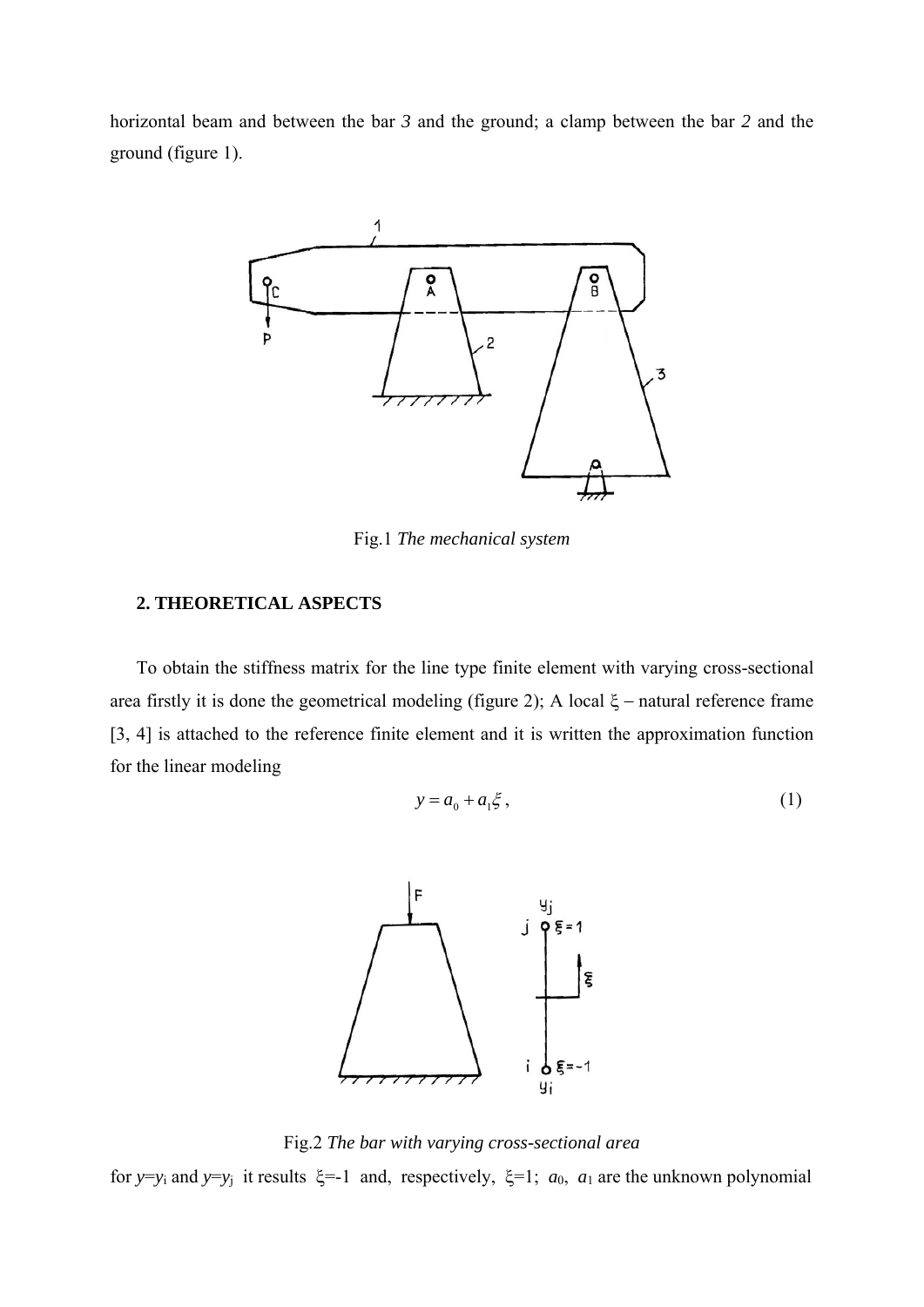horizontal beam and between the bar *3* and the ground; a clamp between the bar *2* and the ground (figure 1).

Fig.1 *The mechanical system*

## 2. THEORETICAL ASPECTS

To obtain the stiffness matrix for the line type finite element with varying cross-sectional area firstly it is done the geometrical modeling (figure 2); A local $\xi$ – natural reference frame [3, 4] is attached to the reference finite element and it is written the approximation function for the linear modeling

$$y = a_0 + a_1\xi , \tag{1}$$

Fig.2 *The bar with varying cross-sectional area*

for $y$=$y_i$ and $y$=$y_j$ it results $\xi$=-1 and, respectively, $\xi$=1; $a_0$, $a_1$ are the unknown polynomial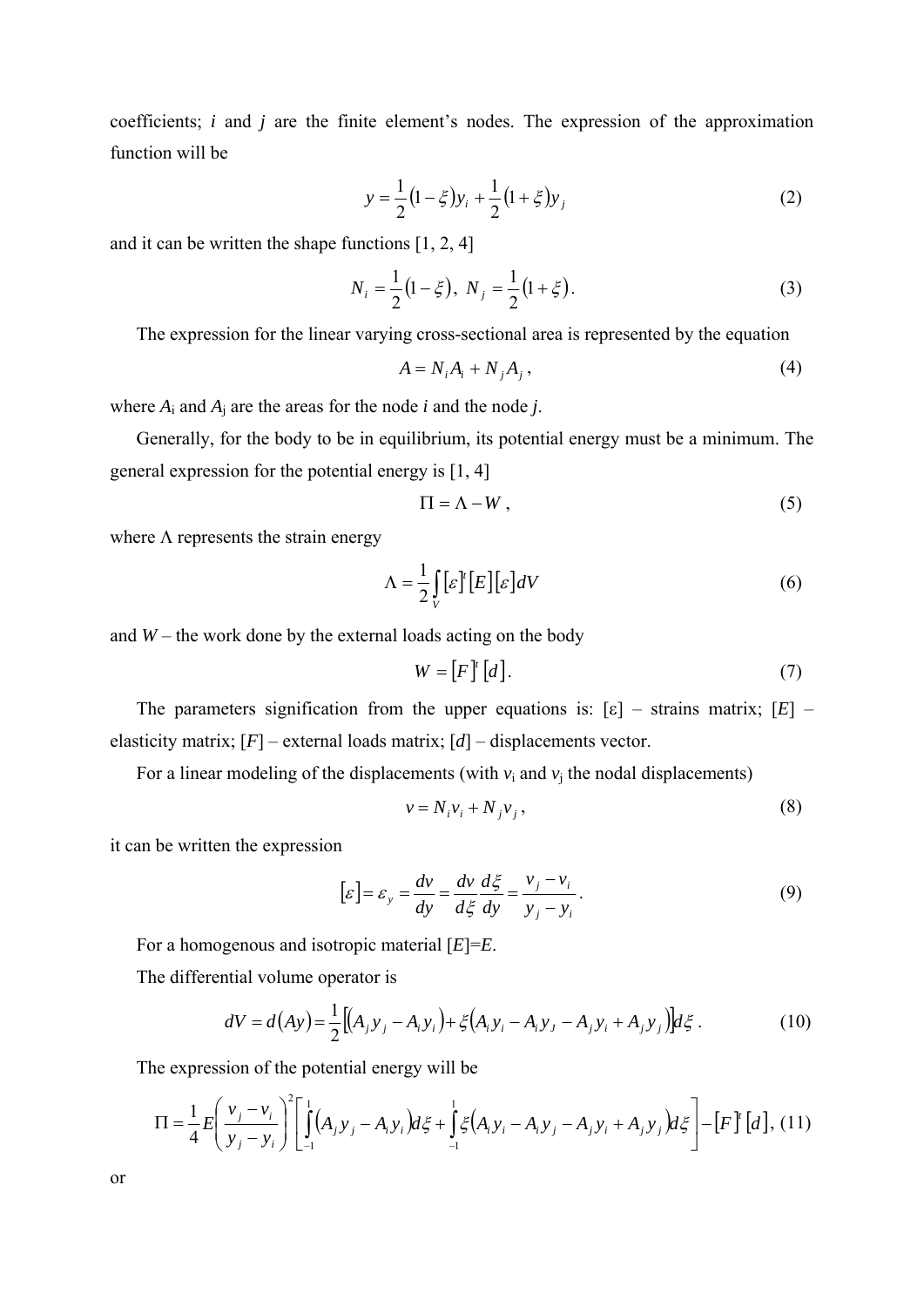coefficients; $i$ and $j$ are the finite element's nodes. The expression of the approximation function will be

$$y = \frac{1}{2}(1-\xi)y_i + \frac{1}{2}(1+\xi)y_j \tag{2}$$

and it can be written the shape functions [1, 2, 4]

$$N_i = \frac{1}{2}(1-\xi),\ N_j = \frac{1}{2}(1+\xi). \tag{3}$$

The expression for the linear varying cross-sectional area is represented by the equation

$$A = N_i A_i + N_j A_j, \tag{4}$$

where $A_i$ and $A_j$ are the areas for the node $i$ and the node $j$.

Generally, for the body to be in equilibrium, its potential energy must be a minimum. The general expression for the potential energy is [1, 4]

$$\Pi = \Lambda - W, \tag{5}$$

where $\Lambda$ represents the strain energy

$$\Lambda = \frac{1}{2}\int_V [\varepsilon]^t [E][\varepsilon] dV \tag{6}$$

and $W$ – the work done by the external loads acting on the body

$$W = [F]^t [d]. \tag{7}$$

The parameters signification from the upper equations is: $[\varepsilon]$ – strains matrix; $[E]$ – elasticity matrix; $[F]$ – external loads matrix; $[d]$ – displacements vector.

For a linear modeling of the displacements (with $v_i$ and $v_j$ the nodal displacements)

$$v = N_i v_i + N_j v_j, \tag{8}$$

it can be written the expression

$$[\varepsilon] = \varepsilon_y = \frac{dv}{dy} = \frac{dv}{d\xi}\frac{d\xi}{dy} = \frac{v_j - v_i}{y_j - y_i}. \tag{9}$$

For a homogenous and isotropic material $[E]=E$.

The differential volume operator is

$$dV = d(Ay) = \frac{1}{2}\left[\left(A_j y_j - A_i y_i\right) + \xi\left(A_i y_i - A_i y_J - A_j y_i + A_j y_j\right)\right] d\xi. \tag{10}$$

The expression of the potential energy will be

$$\Pi = \frac{1}{4}E\left(\frac{v_j - v_i}{y_j - y_i}\right)^2 \left[\int_{-1}^{1}\left(A_j y_j - A_i y_i\right)d\xi + \int_{-1}^{1}\xi\left(A_i y_i - A_i y_j - A_j y_i + A_j y_j\right)d\xi\right] - [F]^t[d], \tag{11}$$

or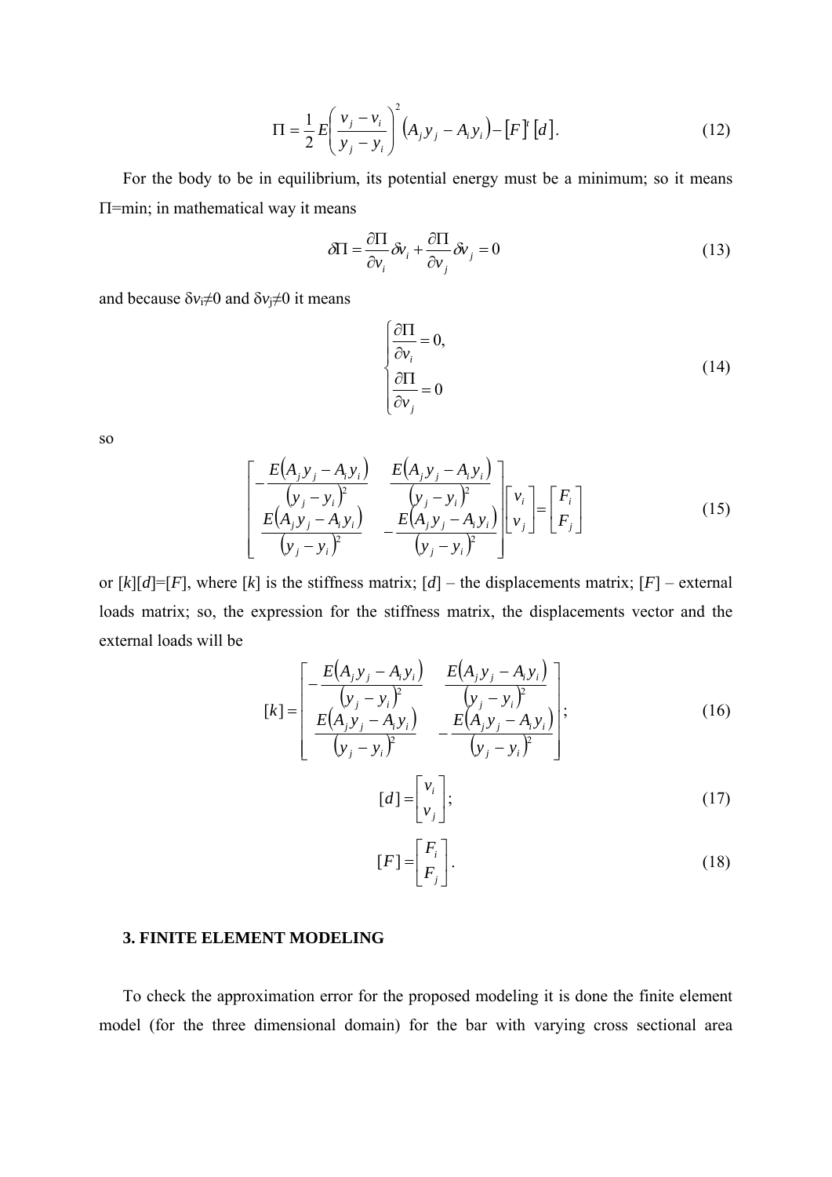$$\Pi = \frac{1}{2} E \left( \frac{v_j - v_i}{y_j - y_i} \right)^2 \left( A_j y_j - A_i y_i \right) - [F]^t [d]. \tag{12}$$

For the body to be in equilibrium, its potential energy must be a minimum; so it means Π=min; in mathematical way it means

$$\delta\Pi = \frac{\partial \Pi}{\partial v_i} \delta v_i + \frac{\partial \Pi}{\partial v_j} \delta v_j = 0 \tag{13}$$

and because $\delta v_i \neq 0$ and $\delta v_j \neq 0$ it means

$$\begin{cases} \dfrac{\partial \Pi}{\partial v_i} = 0, \\ \dfrac{\partial \Pi}{\partial v_j} = 0 \end{cases} \tag{14}$$

so

$$\begin{bmatrix} -\dfrac{E\left(A_j y_j - A_i y_i\right)}{\left(y_j - y_i\right)^2} & \dfrac{E\left(A_j y_j - A_i y_i\right)}{\left(y_j - y_i\right)^2} \\ \dfrac{E\left(A_j y_j - A_i y_i\right)}{\left(y_j - y_i\right)^2} & -\dfrac{E\left(A_j y_j - A_i y_i\right)}{\left(y_j - y_i\right)^2} \end{bmatrix} \begin{bmatrix} v_i \\ v_j \end{bmatrix} = \begin{bmatrix} F_i \\ F_j \end{bmatrix} \tag{15}$$

or $[k][d]=[F]$, where $[k]$ is the stiffness matrix; $[d]$ – the displacements matrix; $[F]$ – external loads matrix; so, the expression for the stiffness matrix, the displacements vector and the external loads will be

$$[k] = \begin{bmatrix} -\dfrac{E\left(A_j y_j - A_i y_i\right)}{\left(y_j - y_i\right)^2} & \dfrac{E\left(A_j y_j - A_i y_i\right)}{\left(y_j - y_i\right)^2} \\ \dfrac{E\left(A_j y_j - A_i y_i\right)}{\left(y_j - y_i\right)^2} & -\dfrac{E\left(A_j y_j - A_i y_i\right)}{\left(y_j - y_i\right)^2} \end{bmatrix}; \tag{16}$$

$$[d] = \begin{bmatrix} v_i \\ v_j \end{bmatrix}; \tag{17}$$

$$[F] = \begin{bmatrix} F_i \\ F_j \end{bmatrix}. \tag{18}$$

## 3. FINITE ELEMENT MODELING

To check the approximation error for the proposed modeling it is done the finite element model (for the three dimensional domain) for the bar with varying cross sectional area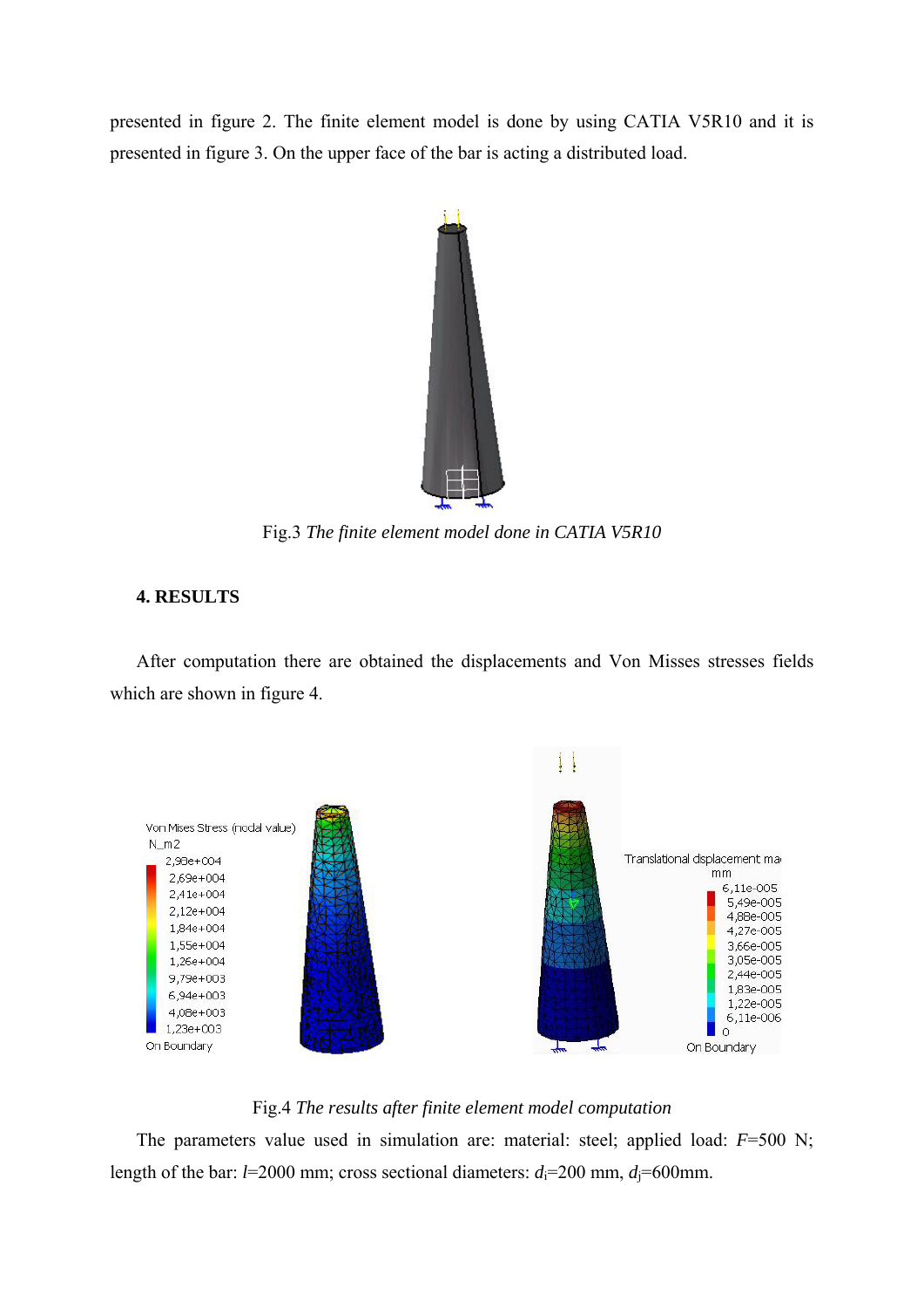presented in figure 2. The finite element model is done by using CATIA V5R10 and it is presented in figure 3. On the upper face of the bar is acting a distributed load.

Fig.3 *The finite element model done in CATIA V5R10*

**4. RESULTS**

After computation there are obtained the displacements and Von Misses stresses fields which are shown in figure 4.

Fig.4 *The results after finite element model computation*

The parameters value used in simulation are: material: steel; applied load: $F$=500 N; length of the bar: $l$=2000 mm; cross sectional diameters: $d_i$=200 mm, $d_j$=600mm.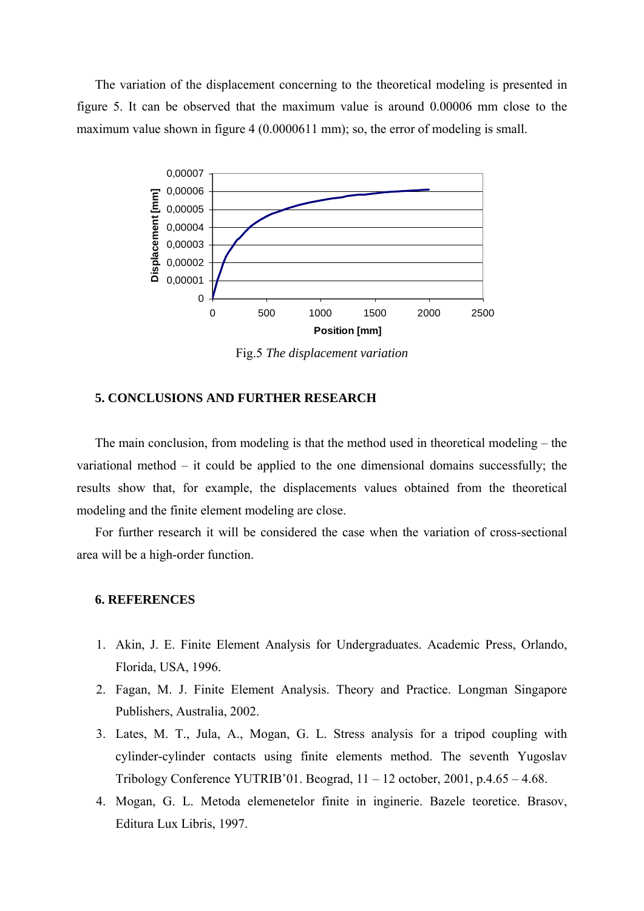The variation of the displacement concerning to the theoretical modeling is presented in figure 5. It can be observed that the maximum value is around 0.00006 mm close to the maximum value shown in figure 4 (0.0000611 mm); so, the error of modeling is small.

Displacement [mm]

0,00007
0,00006
0,00005
0,00004
0,00003
0,00002
0,00001
0

0
500
1000
1500
2000
2500

Position [mm]

Fig.5 *The displacement variation*

## 5. CONCLUSIONS AND FURTHER RESEARCH

The main conclusion, from modeling is that the method used in theoretical modeling – the variational method – it could be applied to the one dimensional domains successfully; the results show that, for example, the displacements values obtained from the theoretical modeling and the finite element modeling are close.

For further research it will be considered the case when the variation of cross-sectional area will be a high-order function.

## 6. REFERENCES

1. Akin, J. E. Finite Element Analysis for Undergraduates. Academic Press, Orlando, Florida, USA, 1996.
2. Fagan, M. J. Finite Element Analysis. Theory and Practice. Longman Singapore Publishers, Australia, 2002.
3. Lates, M. T., Jula, A., Mogan, G. L. Stress analysis for a tripod coupling with cylinder-cylinder contacts using finite elements method. The seventh Yugoslav Tribology Conference YUTRIB'01. Beograd, 11 – 12 october, 2001, p.4.65 – 4.68.
4. Mogan, G. L. Metoda elemenetelor finite in inginerie. Bazele teoretice. Brasov, Editura Lux Libris, 1997.